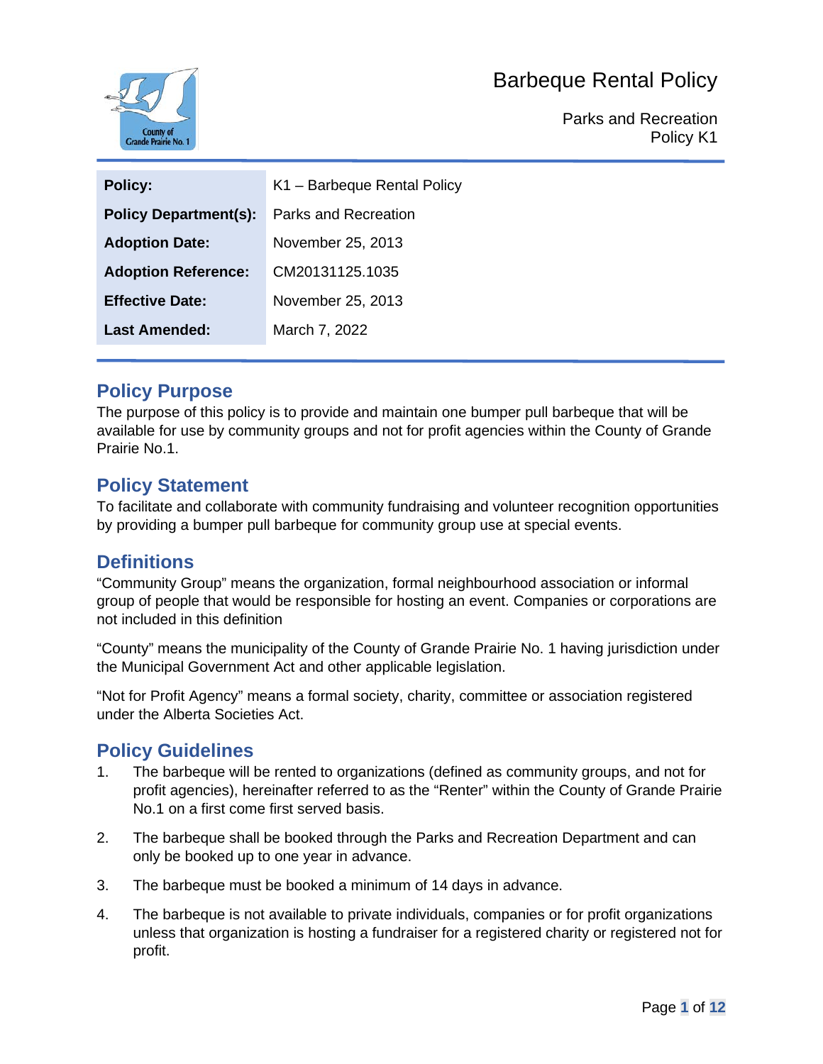# Barbeque Rental Policy

Parks and Recreation
Policy K1

| Policy: | K1 – Barbeque Rental Policy |
|---|---|
| **Policy Department(s):** | Parks and Recreation |
| **Adoption Date:** | November 25, 2013 |
| **Adoption Reference:** | CM20131125.1035 |
| **Effective Date:** | November 25, 2013 |
| **Last Amended:** | March 7, 2022 |

## Policy Purpose

The purpose of this policy is to provide and maintain one bumper pull barbeque that will be available for use by community groups and not for profit agencies within the County of Grande Prairie No.1.

## Policy Statement

To facilitate and collaborate with community fundraising and volunteer recognition opportunities by providing a bumper pull barbeque for community group use at special events.

## Definitions

"Community Group" means the organization, formal neighbourhood association or informal group of people that would be responsible for hosting an event. Companies or corporations are not included in this definition

"County" means the municipality of the County of Grande Prairie No. 1 having jurisdiction under the Municipal Government Act and other applicable legislation.

"Not for Profit Agency" means a formal society, charity, committee or association registered under the Alberta Societies Act.

## Policy Guidelines

1. The barbeque will be rented to organizations (defined as community groups, and not for profit agencies), hereinafter referred to as the "Renter" within the County of Grande Prairie No.1 on a first come first served basis.

2. The barbeque shall be booked through the Parks and Recreation Department and can only be booked up to one year in advance.

3. The barbeque must be booked a minimum of 14 days in advance.

4. The barbeque is not available to private individuals, companies or for profit organizations unless that organization is hosting a fundraiser for a registered charity or registered not for profit.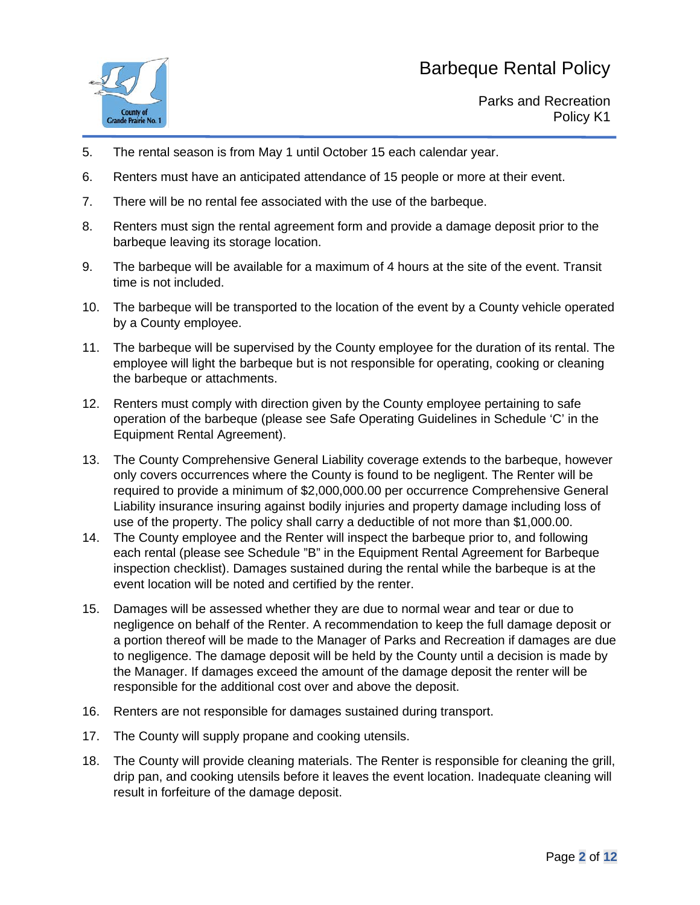5. The rental season is from May 1 until October 15 each calendar year.
6. Renters must have an anticipated attendance of 15 people or more at their event.
7. There will be no rental fee associated with the use of the barbeque.
8. Renters must sign the rental agreement form and provide a damage deposit prior to the barbeque leaving its storage location.
9. The barbeque will be available for a maximum of 4 hours at the site of the event. Transit time is not included.
10. The barbeque will be transported to the location of the event by a County vehicle operated by a County employee.
11. The barbeque will be supervised by the County employee for the duration of its rental. The employee will light the barbeque but is not responsible for operating, cooking or cleaning the barbeque or attachments.
12. Renters must comply with direction given by the County employee pertaining to safe operation of the barbeque (please see Safe Operating Guidelines in Schedule 'C' in the Equipment Rental Agreement).
13. The County Comprehensive General Liability coverage extends to the barbeque, however only covers occurrences where the County is found to be negligent. The Renter will be required to provide a minimum of $2,000,000.00 per occurrence Comprehensive General Liability insurance insuring against bodily injuries and property damage including loss of use of the property. The policy shall carry a deductible of not more than $1,000.00.
14. The County employee and the Renter will inspect the barbeque prior to, and following each rental (please see Schedule "B" in the Equipment Rental Agreement for Barbeque inspection checklist). Damages sustained during the rental while the barbeque is at the event location will be noted and certified by the renter.
15. Damages will be assessed whether they are due to normal wear and tear or due to negligence on behalf of the Renter. A recommendation to keep the full damage deposit or a portion thereof will be made to the Manager of Parks and Recreation if damages are due to negligence. The damage deposit will be held by the County until a decision is made by the Manager. If damages exceed the amount of the damage deposit the renter will be responsible for the additional cost over and above the deposit.
16. Renters are not responsible for damages sustained during transport.
17. The County will supply propane and cooking utensils.
18. The County will provide cleaning materials. The Renter is responsible for cleaning the grill, drip pan, and cooking utensils before it leaves the event location. Inadequate cleaning will result in forfeiture of the damage deposit.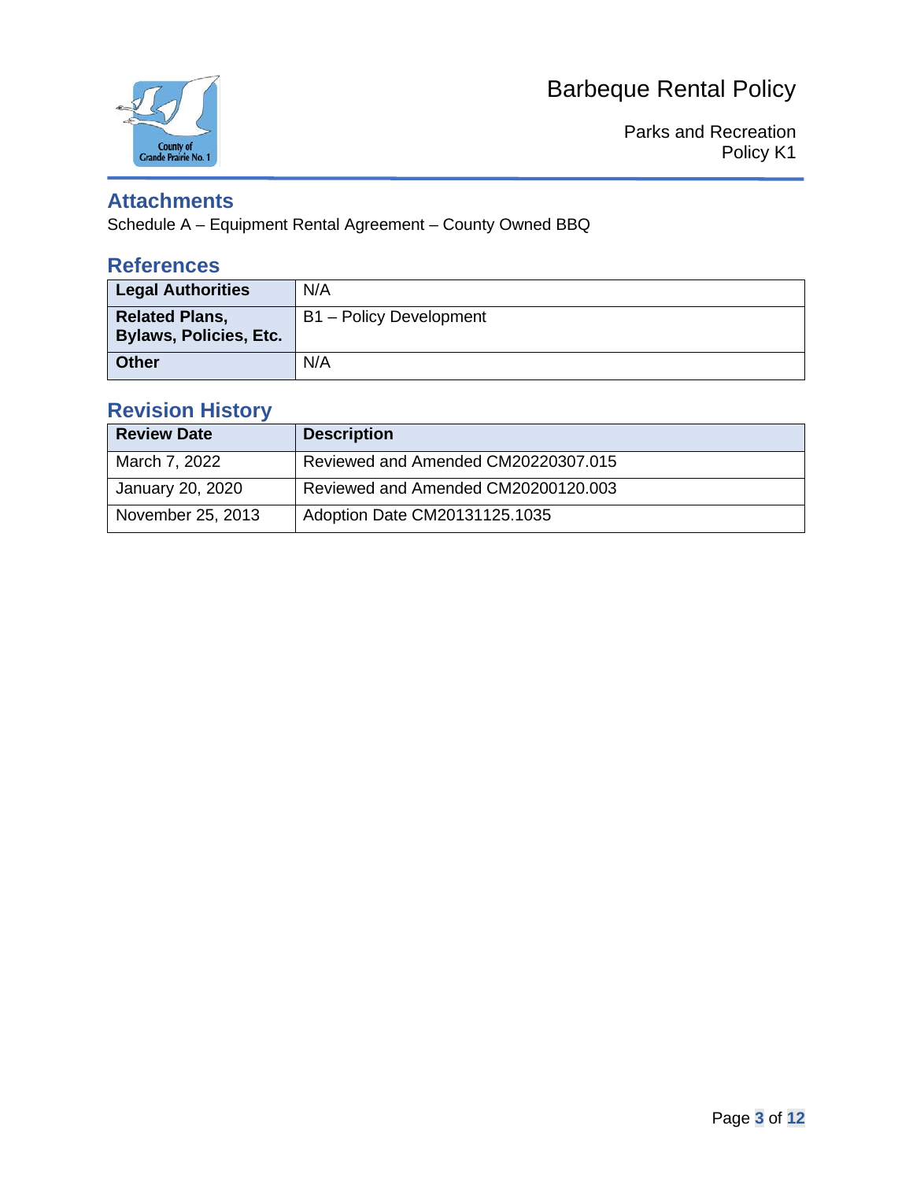## Attachments

Schedule A – Equipment Rental Agreement – County Owned BBQ

## References

| Legal Authorities | N/A |
| --- | --- |
| Related Plans, Bylaws, Policies, Etc. | B1 – Policy Development |
| Other | N/A |

## Revision History

| Review Date | Description |
| --- | --- |
| March 7, 2022 | Reviewed and Amended CM20220307.015 |
| January 20, 2020 | Reviewed and Amended CM20200120.003 |
| November 25, 2013 | Adoption Date CM20131125.1035 |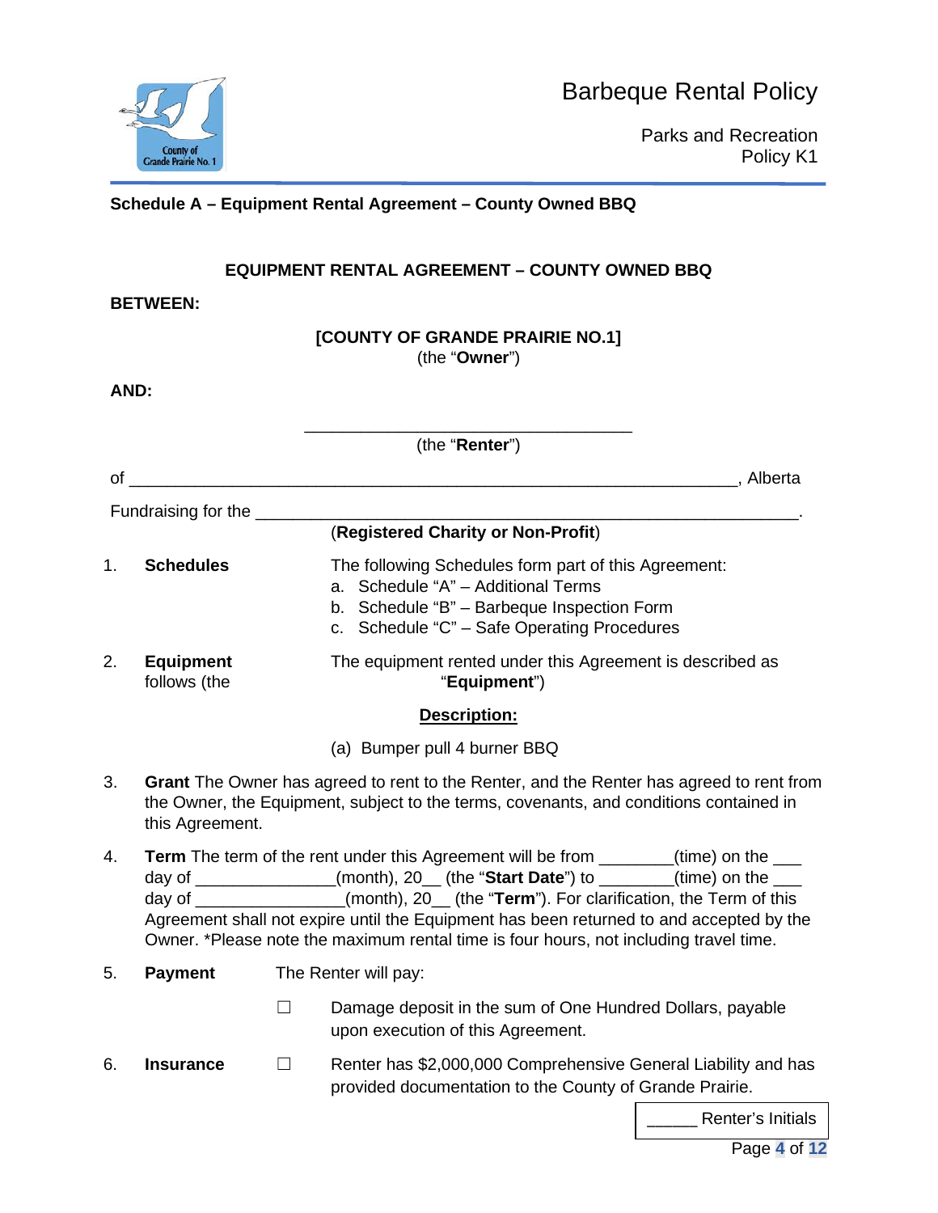## Schedule A – Equipment Rental Agreement – County Owned BBQ

### EQUIPMENT RENTAL AGREEMENT – COUNTY OWNED BBQ

**BETWEEN:**

**[COUNTY OF GRANDE PRAIRIE NO.1]**
(the "**Owner**")

**AND:**

___________________________________
(the "**Renter**")

of ___________________________________________________________________, Alberta

Fundraising for the _____________________________________________________________.
(**Registered Charity or Non-Profit**)

1. **Schedules** — The following Schedules form part of this Agreement:
   a. Schedule "A" – Additional Terms
   b. Schedule "B" – Barbeque Inspection Form
   c. Schedule "C" – Safe Operating Procedures

2. **Equipment** — The equipment rented under this Agreement is described as follows (the "**Equipment**")

   **Description:**

   (a) Bumper pull 4 burner BBQ

3. **Grant** The Owner has agreed to rent to the Renter, and the Renter has agreed to rent from the Owner, the Equipment, subject to the terms, covenants, and conditions contained in this Agreement.

4. **Term** The term of the rent under this Agreement will be from ________(time) on the ___ day of _______________(month), 20__ (the "**Start Date**") to ________(time) on the ___ day of ________________(month), 20__ (the "**Term**"). For clarification, the Term of this Agreement shall not expire until the Equipment has been returned to and accepted by the Owner. *Please note the maximum rental time is four hours, not including travel time.

5. **Payment** — The Renter will pay:

   ☐ Damage deposit in the sum of One Hundred Dollars, payable upon execution of this Agreement.

6. **Insurance** — ☐ Renter has $2,000,000 Comprehensive General Liability and has provided documentation to the County of Grande Prairie.

_____ Renter's Initials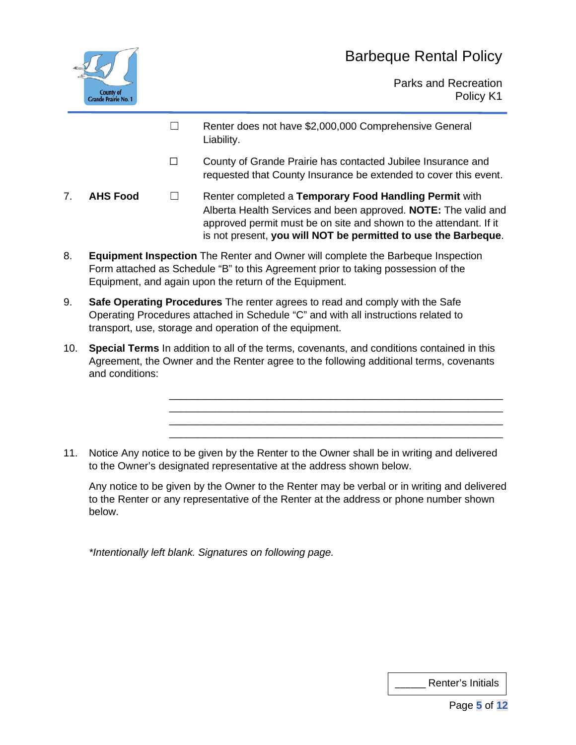☐ Renter does not have $2,000,000 Comprehensive General Liability.

☐ County of Grande Prairie has contacted Jubilee Insurance and requested that County Insurance be extended to cover this event.

7. **AHS Food** ☐ Renter completed a **Temporary Food Handling Permit** with Alberta Health Services and been approved. **NOTE:** The valid and approved permit must be on site and shown to the attendant. If it is not present, **you will NOT be permitted to use the Barbeque**.

8. **Equipment Inspection** The Renter and Owner will complete the Barbeque Inspection Form attached as Schedule "B" to this Agreement prior to taking possession of the Equipment, and again upon the return of the Equipment.

9. **Safe Operating Procedures** The renter agrees to read and comply with the Safe Operating Procedures attached in Schedule "C" and with all instructions related to transport, use, storage and operation of the equipment.

10. **Special Terms** In addition to all of the terms, covenants, and conditions contained in this Agreement, the Owner and the Renter agree to the following additional terms, covenants and conditions:

    ________________________________________________________
    ________________________________________________________
    ________________________________________________________
    ________________________________________________________

11. Notice Any notice to be given by the Renter to the Owner shall be in writing and delivered to the Owner's designated representative at the address shown below.

    Any notice to be given by the Owner to the Renter may be verbal or in writing and delivered to the Renter or any representative of the Renter at the address or phone number shown below.

*\*Intentionally left blank. Signatures on following page.*

_____ Renter's Initials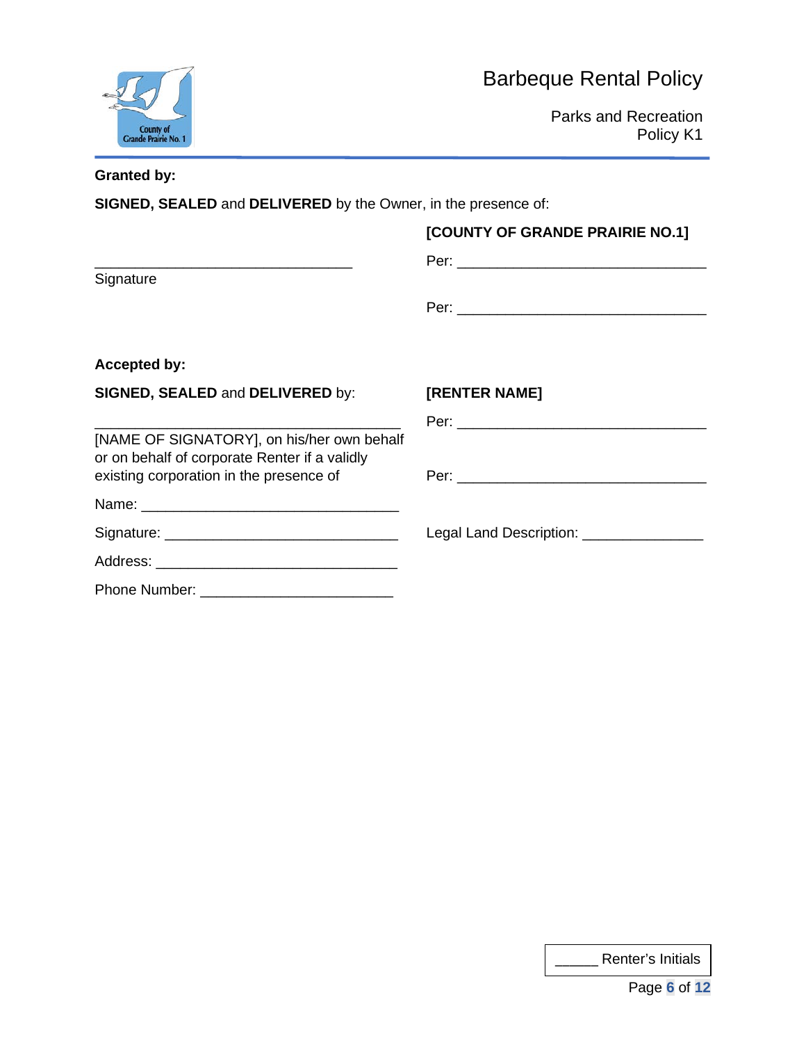**Granted by:**

**SIGNED, SEALED** and **DELIVERED** by the Owner, in the presence of:

**[COUNTY OF GRANDE PRAIRIE NO.1]**

_________________________________
Signature

Per: _______________________________

Per: _______________________________

**Accepted by:**

**SIGNED, SEALED** and **DELIVERED** by:

**[RENTER NAME]**

_______________________________________
[NAME OF SIGNATORY], on his/her own behalf or on behalf of corporate Renter if a validly existing corporation in the presence of

Per: _______________________________

Per: _______________________________

Name: _________________________________

Signature: _____________________________

Legal Land Description: _______________

Address: _______________________________

Phone Number: ________________________

_____ Renter's Initials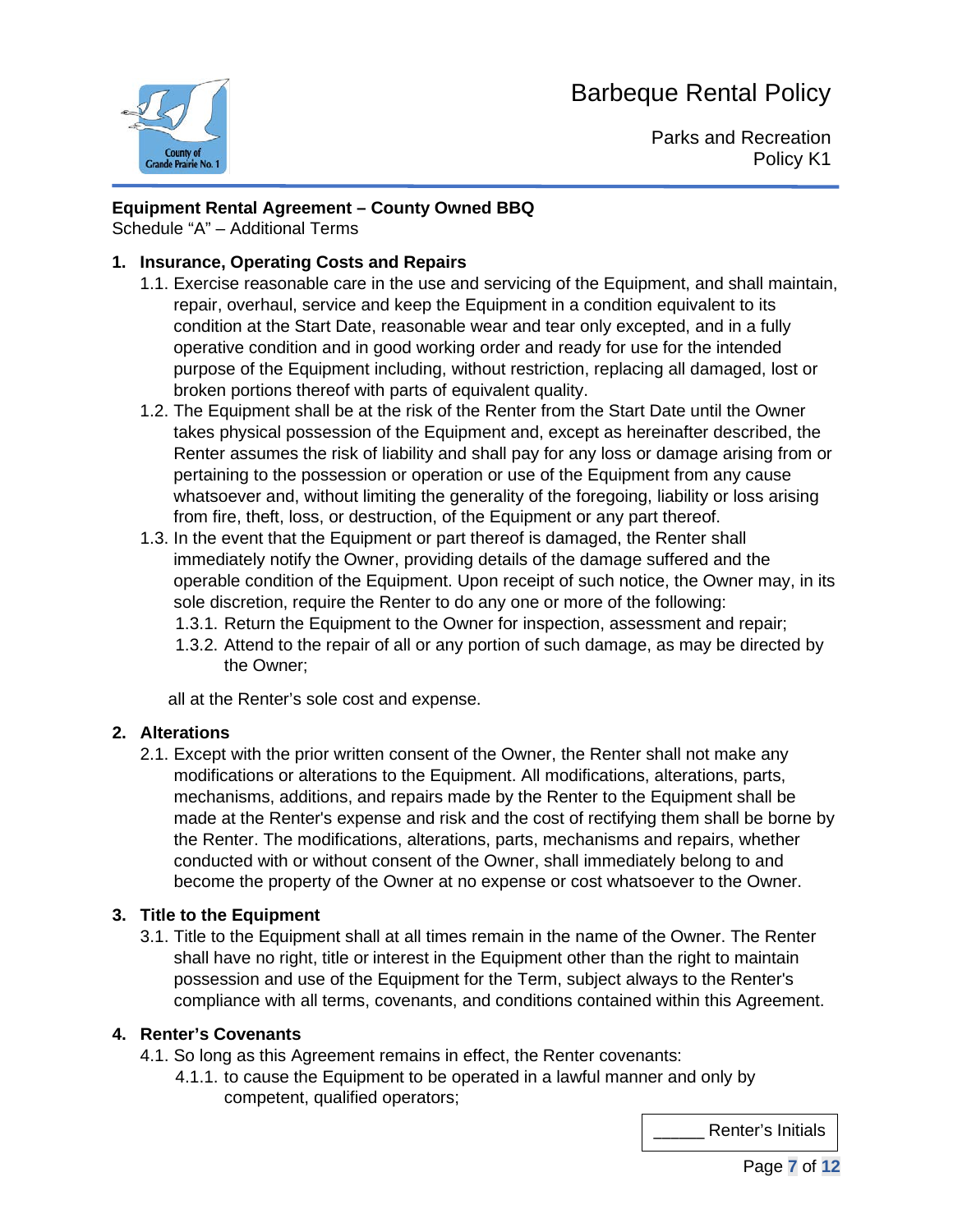**Equipment Rental Agreement – County Owned BBQ**
Schedule "A" – Additional Terms

**1. Insurance, Operating Costs and Repairs**

1.1. Exercise reasonable care in the use and servicing of the Equipment, and shall maintain, repair, overhaul, service and keep the Equipment in a condition equivalent to its condition at the Start Date, reasonable wear and tear only excepted, and in a fully operative condition and in good working order and ready for use for the intended purpose of the Equipment including, without restriction, replacing all damaged, lost or broken portions thereof with parts of equivalent quality.

1.2. The Equipment shall be at the risk of the Renter from the Start Date until the Owner takes physical possession of the Equipment and, except as hereinafter described, the Renter assumes the risk of liability and shall pay for any loss or damage arising from or pertaining to the possession or operation or use of the Equipment from any cause whatsoever and, without limiting the generality of the foregoing, liability or loss arising from fire, theft, loss, or destruction, of the Equipment or any part thereof.

1.3. In the event that the Equipment or part thereof is damaged, the Renter shall immediately notify the Owner, providing details of the damage suffered and the operable condition of the Equipment. Upon receipt of such notice, the Owner may, in its sole discretion, require the Renter to do any one or more of the following:

1.3.1. Return the Equipment to the Owner for inspection, assessment and repair;

1.3.2. Attend to the repair of all or any portion of such damage, as may be directed by the Owner;

all at the Renter's sole cost and expense.

**2. Alterations**

2.1. Except with the prior written consent of the Owner, the Renter shall not make any modifications or alterations to the Equipment. All modifications, alterations, parts, mechanisms, additions, and repairs made by the Renter to the Equipment shall be made at the Renter's expense and risk and the cost of rectifying them shall be borne by the Renter. The modifications, alterations, parts, mechanisms and repairs, whether conducted with or without consent of the Owner, shall immediately belong to and become the property of the Owner at no expense or cost whatsoever to the Owner.

**3. Title to the Equipment**

3.1. Title to the Equipment shall at all times remain in the name of the Owner. The Renter shall have no right, title or interest in the Equipment other than the right to maintain possession and use of the Equipment for the Term, subject always to the Renter's compliance with all terms, covenants, and conditions contained within this Agreement.

**4. Renter's Covenants**

4.1. So long as this Agreement remains in effect, the Renter covenants:

4.1.1. to cause the Equipment to be operated in a lawful manner and only by competent, qualified operators;

_____ Renter's Initials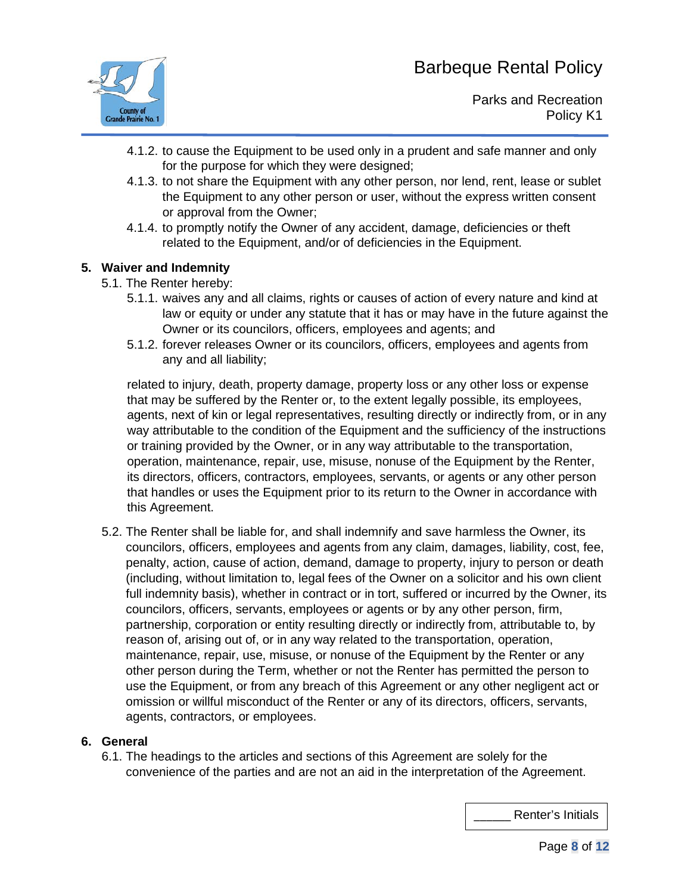4.1.2. to cause the Equipment to be used only in a prudent and safe manner and only for the purpose for which they were designed;

4.1.3. to not share the Equipment with any other person, nor lend, rent, lease or sublet the Equipment to any other person or user, without the express written consent or approval from the Owner;

4.1.4. to promptly notify the Owner of any accident, damage, deficiencies or theft related to the Equipment, and/or of deficiencies in the Equipment.

## 5. Waiver and Indemnity

5.1. The Renter hereby:

5.1.1. waives any and all claims, rights or causes of action of every nature and kind at law or equity or under any statute that it has or may have in the future against the Owner or its councilors, officers, employees and agents; and

5.1.2. forever releases Owner or its councilors, officers, employees and agents from any and all liability;

related to injury, death, property damage, property loss or any other loss or expense that may be suffered by the Renter or, to the extent legally possible, its employees, agents, next of kin or legal representatives, resulting directly or indirectly from, or in any way attributable to the condition of the Equipment and the sufficiency of the instructions or training provided by the Owner, or in any way attributable to the transportation, operation, maintenance, repair, use, misuse, nonuse of the Equipment by the Renter, its directors, officers, contractors, employees, servants, or agents or any other person that handles or uses the Equipment prior to its return to the Owner in accordance with this Agreement.

5.2. The Renter shall be liable for, and shall indemnify and save harmless the Owner, its councilors, officers, employees and agents from any claim, damages, liability, cost, fee, penalty, action, cause of action, demand, damage to property, injury to person or death (including, without limitation to, legal fees of the Owner on a solicitor and his own client full indemnity basis), whether in contract or in tort, suffered or incurred by the Owner, its councilors, officers, servants, employees or agents or by any other person, firm, partnership, corporation or entity resulting directly or indirectly from, attributable to, by reason of, arising out of, or in any way related to the transportation, operation, maintenance, repair, use, misuse, or nonuse of the Equipment by the Renter or any other person during the Term, whether or not the Renter has permitted the person to use the Equipment, or from any breach of this Agreement or any other negligent act or omission or willful misconduct of the Renter or any of its directors, officers, servants, agents, contractors, or employees.

## 6. General

6.1. The headings to the articles and sections of this Agreement are solely for the convenience of the parties and are not an aid in the interpretation of the Agreement.

_____ Renter's Initials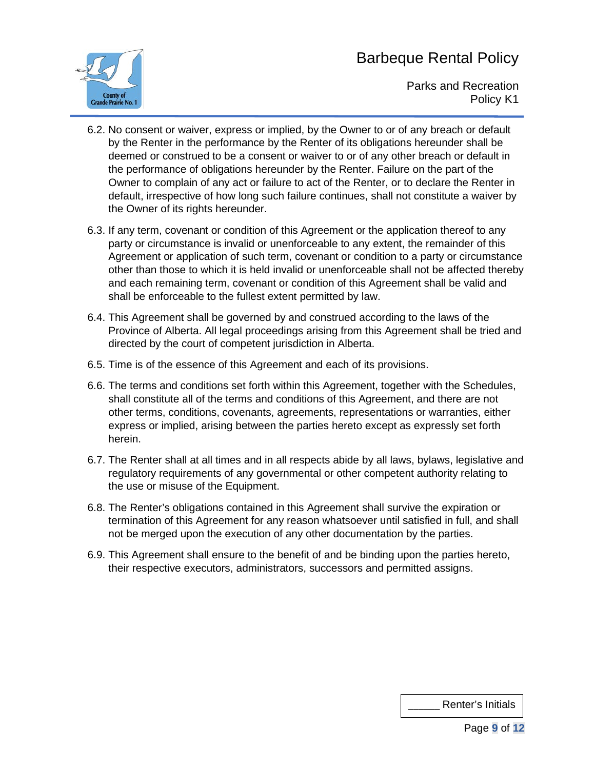6.2. No consent or waiver, express or implied, by the Owner to or of any breach or default by the Renter in the performance by the Renter of its obligations hereunder shall be deemed or construed to be a consent or waiver to or of any other breach or default in the performance of obligations hereunder by the Renter. Failure on the part of the Owner to complain of any act or failure to act of the Renter, or to declare the Renter in default, irrespective of how long such failure continues, shall not constitute a waiver by the Owner of its rights hereunder.

6.3. If any term, covenant or condition of this Agreement or the application thereof to any party or circumstance is invalid or unenforceable to any extent, the remainder of this Agreement or application of such term, covenant or condition to a party or circumstance other than those to which it is held invalid or unenforceable shall not be affected thereby and each remaining term, covenant or condition of this Agreement shall be valid and shall be enforceable to the fullest extent permitted by law.

6.4. This Agreement shall be governed by and construed according to the laws of the Province of Alberta. All legal proceedings arising from this Agreement shall be tried and directed by the court of competent jurisdiction in Alberta.

6.5. Time is of the essence of this Agreement and each of its provisions.

6.6. The terms and conditions set forth within this Agreement, together with the Schedules, shall constitute all of the terms and conditions of this Agreement, and there are not other terms, conditions, covenants, agreements, representations or warranties, either express or implied, arising between the parties hereto except as expressly set forth herein.

6.7. The Renter shall at all times and in all respects abide by all laws, bylaws, legislative and regulatory requirements of any governmental or other competent authority relating to the use or misuse of the Equipment.

6.8. The Renter's obligations contained in this Agreement shall survive the expiration or termination of this Agreement for any reason whatsoever until satisfied in full, and shall not be merged upon the execution of any other documentation by the parties.

6.9. This Agreement shall ensure to the benefit of and be binding upon the parties hereto, their respective executors, administrators, successors and permitted assigns.

_____ Renter's Initials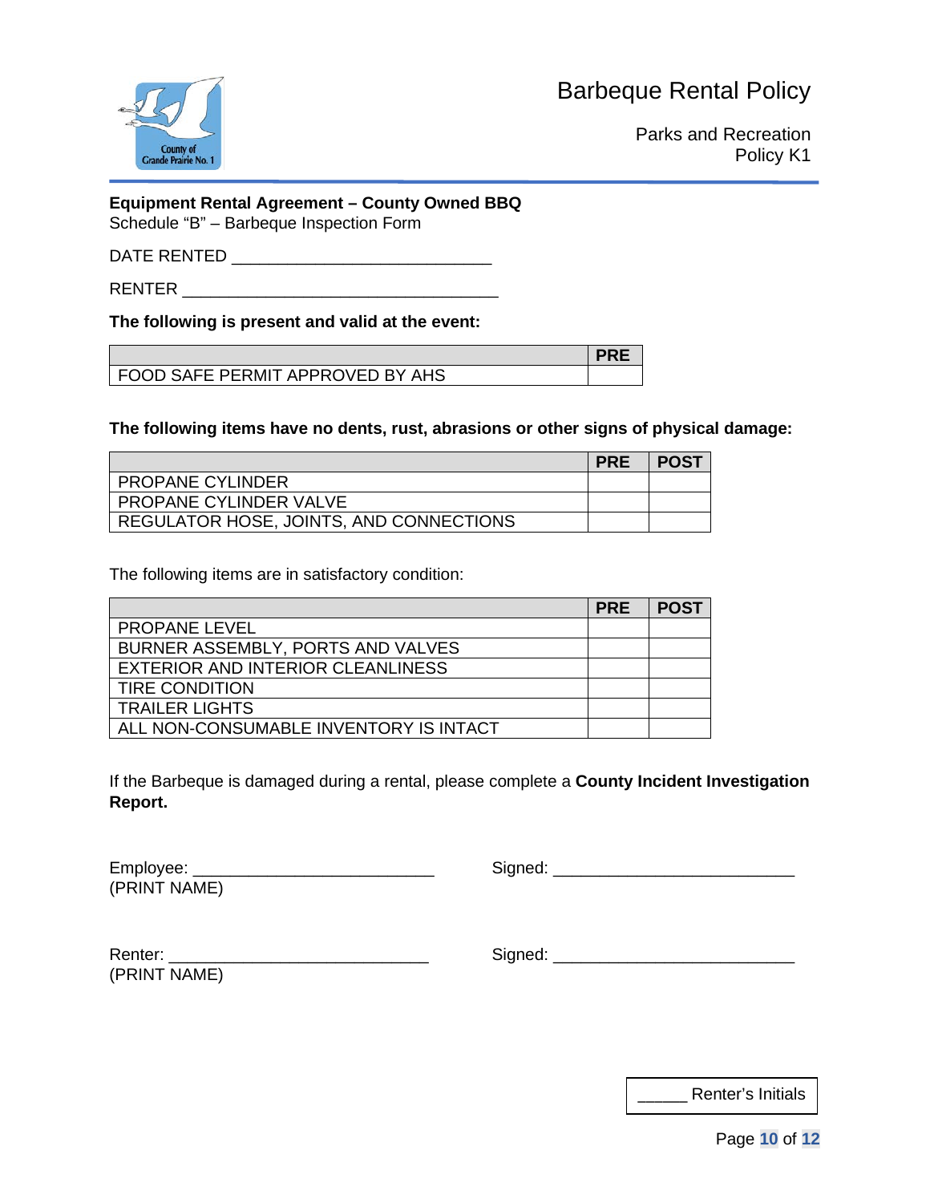**Equipment Rental Agreement – County Owned BBQ**
Schedule "B" – Barbeque Inspection Form

DATE RENTED ____________________________

RENTER ___________________________________

**The following is present and valid at the event:**

| | PRE |
|---|---|
| FOOD SAFE PERMIT APPROVED BY AHS | |

**The following items have no dents, rust, abrasions or other signs of physical damage:**

| | PRE | POST |
|---|---|---|
| PROPANE CYLINDER | | |
| PROPANE CYLINDER VALVE | | |
| REGULATOR HOSE, JOINTS, AND CONNECTIONS | | |

The following items are in satisfactory condition:

| | PRE | POST |
|---|---|---|
| PROPANE LEVEL | | |
| BURNER ASSEMBLY, PORTS AND VALVES | | |
| EXTERIOR AND INTERIOR CLEANLINESS | | |
| TIRE CONDITION | | |
| TRAILER LIGHTS | | |
| ALL NON-CONSUMABLE INVENTORY IS INTACT | | |

If the Barbeque is damaged during a rental, please complete a **County Incident Investigation Report.**

Employee: __________________________ Signed: __________________________
(PRINT NAME)

Renter: ____________________________ Signed: __________________________
(PRINT NAME)

_____ Renter's Initials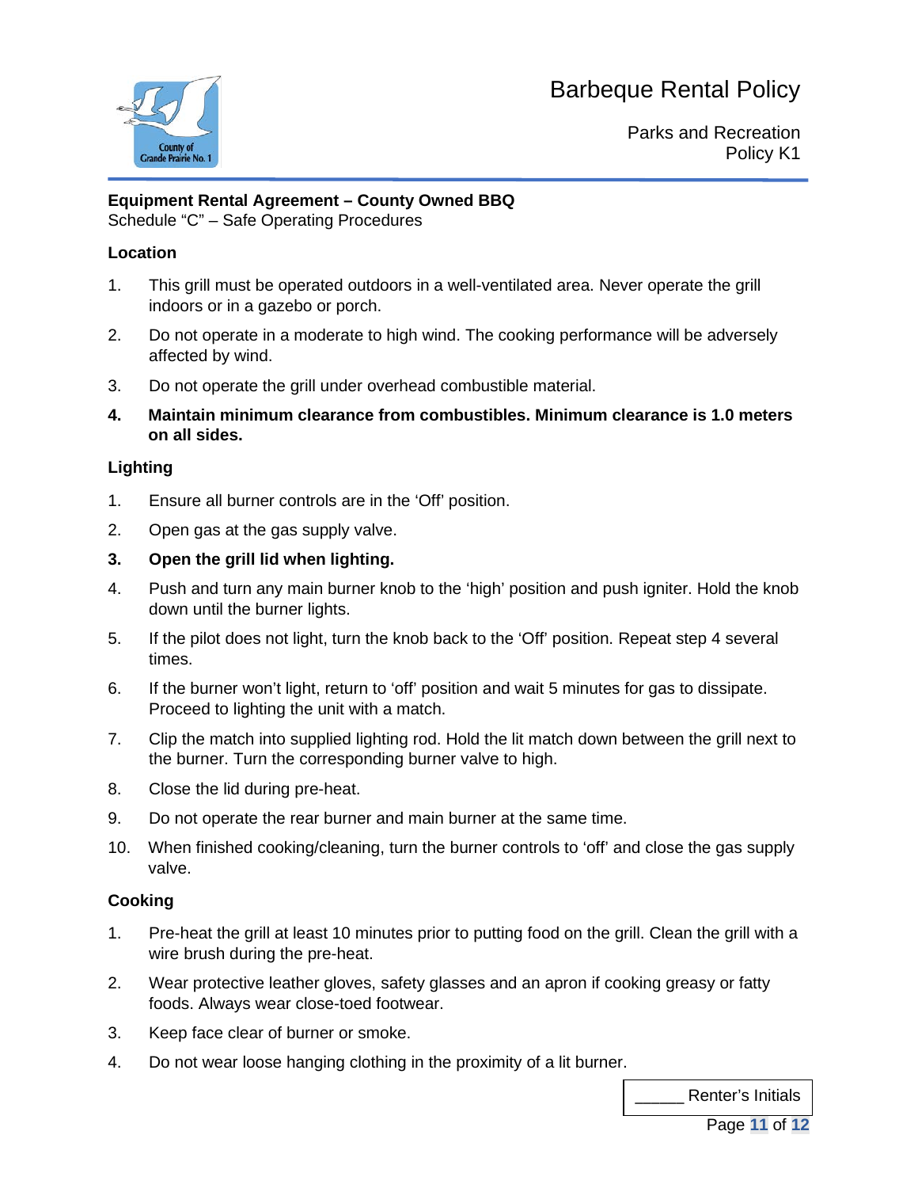**Equipment Rental Agreement – County Owned BBQ**
Schedule "C" – Safe Operating Procedures

**Location**

1. This grill must be operated outdoors in a well-ventilated area. Never operate the grill indoors or in a gazebo or porch.
2. Do not operate in a moderate to high wind. The cooking performance will be adversely affected by wind.
3. Do not operate the grill under overhead combustible material.
4. **Maintain minimum clearance from combustibles. Minimum clearance is 1.0 meters on all sides.**

**Lighting**

1. Ensure all burner controls are in the 'Off' position.
2. Open gas at the gas supply valve.
3. **Open the grill lid when lighting.**
4. Push and turn any main burner knob to the 'high' position and push igniter. Hold the knob down until the burner lights.
5. If the pilot does not light, turn the knob back to the 'Off' position. Repeat step 4 several times.
6. If the burner won't light, return to 'off' position and wait 5 minutes for gas to dissipate. Proceed to lighting the unit with a match.
7. Clip the match into supplied lighting rod. Hold the lit match down between the grill next to the burner. Turn the corresponding burner valve to high.
8. Close the lid during pre-heat.
9. Do not operate the rear burner and main burner at the same time.
10. When finished cooking/cleaning, turn the burner controls to 'off' and close the gas supply valve.

**Cooking**

1. Pre-heat the grill at least 10 minutes prior to putting food on the grill. Clean the grill with a wire brush during the pre-heat.
2. Wear protective leather gloves, safety glasses and an apron if cooking greasy or fatty foods. Always wear close-toed footwear.
3. Keep face clear of burner or smoke.
4. Do not wear loose hanging clothing in the proximity of a lit burner.

_____ Renter's Initials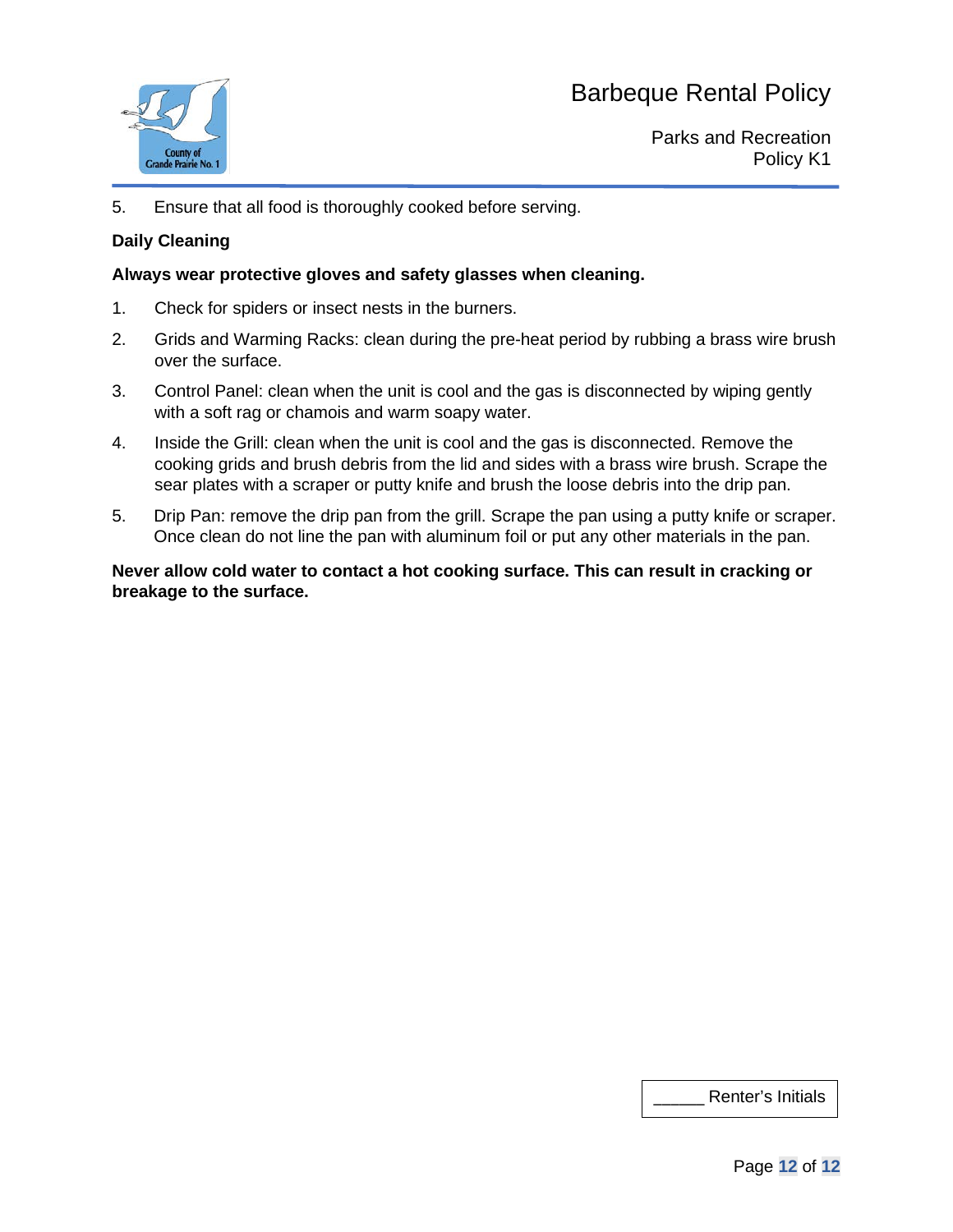5. Ensure that all food is thoroughly cooked before serving.

**Daily Cleaning**

**Always wear protective gloves and safety glasses when cleaning.**

1. Check for spiders or insect nests in the burners.
2. Grids and Warming Racks: clean during the pre-heat period by rubbing a brass wire brush over the surface.
3. Control Panel: clean when the unit is cool and the gas is disconnected by wiping gently with a soft rag or chamois and warm soapy water.
4. Inside the Grill: clean when the unit is cool and the gas is disconnected. Remove the cooking grids and brush debris from the lid and sides with a brass wire brush. Scrape the sear plates with a scraper or putty knife and brush the loose debris into the drip pan.
5. Drip Pan: remove the drip pan from the grill. Scrape the pan using a putty knife or scraper. Once clean do not line the pan with aluminum foil or put any other materials in the pan.

**Never allow cold water to contact a hot cooking surface. This can result in cracking or breakage to the surface.**

_____ Renter's Initials